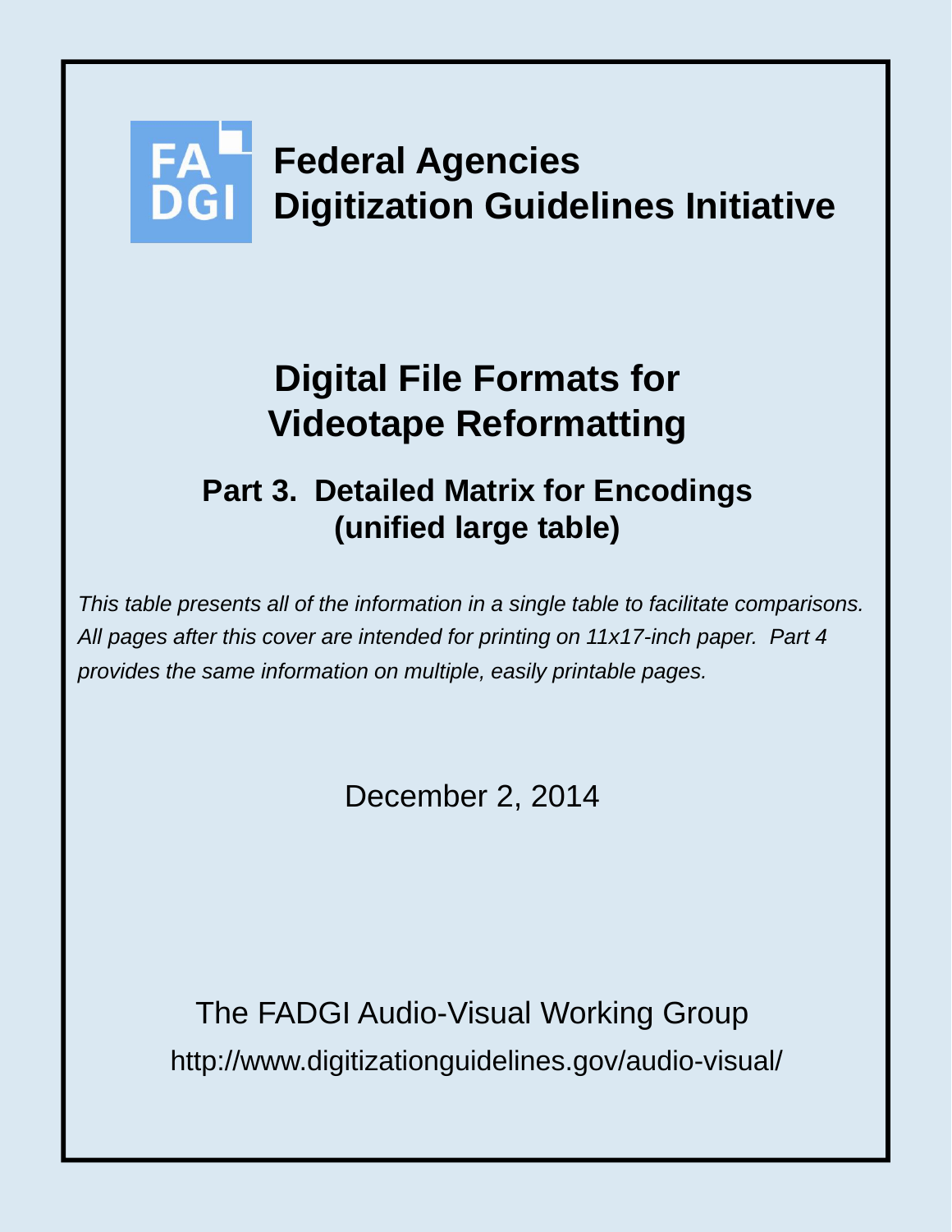FA DGI

# Federal Agencies Digitization Guidelines Initiative

# Digital File Formats for Videotape Reformatting

## Part 3. Detailed Matrix for Encodings (unified large table)

*This table presents all of the information in a single table to facilitate comparisons. All pages after this cover are intended for printing on 11x17-inch paper. Part 4 provides the same information on multiple, easily printable pages.*

December 2, 2014

The FADGI Audio-Visual Working Group

http://www.digitizationguidelines.gov/audio-visual/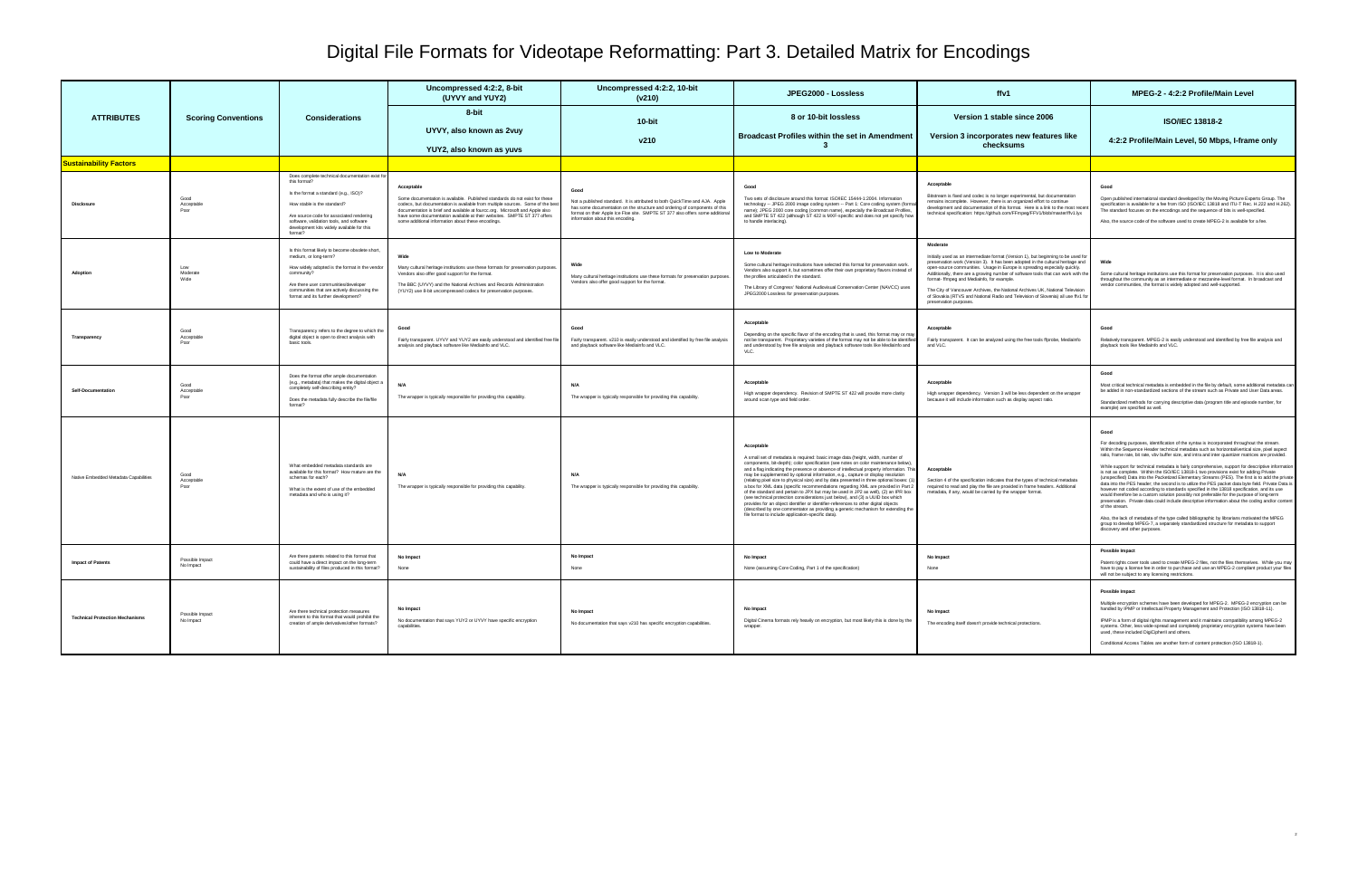# Digital File Formats for Videotape Reformatting: Part 3. Detailed Matrix for Encodings

| ATTRIBUTES | Scoring Conventions | Considerations | Uncompressed 4:2:2, 8-bit (UYVY and YUY2) | Uncompressed 4:2:2, 10-bit (v210) | JPEG2000 - Lossless | ffv1 | MPEG-2 - 4:2:2 Profile/Main Level |
|---|---|---|---|---|---|---|---|
| | | | 8-bit<br><br>UYVY, also known as 2vuy<br><br>YUY2, also known as yuvs | 10-bit<br><br>v210 | 8 or 10-bit lossless<br><br>Broadcast Profiles within the set in Amendment 3 | Version 1 stable since 2006<br><br>Version 3 incorporates new features like checksums | ISO/IEC 13818-2<br><br>4:2:2 Profile/Main Level, 50 Mbps, I-frame only |
| **Sustainability Factors** | | | | | | | |
| **Disclosure** | Good<br>Acceptable<br>Poor | Does complete technical documentation exist for this format?<br><br>Is the format a standard (e.g., ISO)?<br><br>How stable is the standard?<br><br>Are source code for associated rendering software, validation tools, and software development kits widely available for this format? | **Acceptable**<br><br>Some documentation is available. Published standards do not exist for these codecs, but documentation is available from multiple sources. Some of the best documentation is brief and available at fourcc.org. Microsoft and Apple also have some documentation available at their websites. SMPTE ST 377 offers some additional information about these encodings. | **Good**<br><br>Not a published standard. It is attributed to both QuickTime and AJA. Apple has some documentation on the structure and ordering of components of this format on their Apple Ice Flow site. SMPTE ST 377 also offers some additional information about this encoding. | **Good**<br><br>Two sets of disclosure around this format: ISO/IEC 15444-1:2004. Information technology -- JPEG 2000 image coding system -- Part 1: Core coding system (formal name). JPEG 2000 core coding (common name), especially the Broadcast Profiles, and SMPTE ST 422 (although ST 422 is MXF-specific and does not yet specify how to handle interlacing). | **Acceptable**<br><br>Bitstream is fixed and codec is no longer experimental, but documentation remains incomplete. However, there is an organized effort to continue development and documentation of this format. Here is a link to the most recent technical specification: https://github.com/FFmpeg/FFV1/blob/master/ffv1.lyx | **Good**<br><br>Open published international standard developed by the Moving Picture Experts Group. The specification is available for a fee from ISO (ISO/IEC 13818 and ITU-T Rec. H.222 and H.262). The standard focuses on the encodings and the sequence of bits is well-specified.<br><br>Also, the source code of the software used to create MPEG-2 is available for a fee. |
| **Adoption** | Low<br>Moderate<br>Wide | Is this format likely to become obsolete short, medium, or long-term?<br><br>How widely adopted is the format in the vendor community?<br><br>Are there user communities/developer communities that are actively discussing the format and its further development? | **Wide**<br><br>Many cultural heritage institutions use these formats for preservation purposes. Vendors also offer good support for the format.<br><br>The BBC (UYVY) and the National Archives and Records Administration (YUY2) use 8-bit uncompressed codecs for preservation purposes. | **Wide**<br><br>Many cultural heritage institutions use these formats for preservation purposes. Vendors also offer good support for the format. | **Low to Moderate**<br><br>Some cultural heritage institutions have selected this format for preservation work. Vendors also support it, but sometimes offer their own proprietary flavors instead of the profiles articulated in the standard.<br><br>The Library of Congress' National Audiovisual Conservation Center (NAVCC) uses JPEG2000 Lossless for preservation purposes. | **Moderate**<br><br>Initially used as an intermediate format (Version 1), but beginning to be used for preservation work (Version 3). It has been adopted in the cultural heritage and open-source communities. Usage in Europe is spreading especially quickly. Additionally, there are a growing number of software tools that can work with the format- ffmpeg and Mediainfo, for example.<br><br>The City of Vancouver Archives, the National Archives UK, National Television of Slovakia (RTVS and National Radio and Television of Slovenia) all use ffv1 for preservation purposes. | **Wide**<br><br>Some cultural heritage institutions use this format for preservation purposes. It is also used throughout the community as an intermediate or mezzanine-level format. In broadcast and vendor communities, the format is widely adopted and well-supported. |
| **Transparency** | Good<br>Acceptable<br>Poor | Transparency refers to the degree to which the digital object is open to direct analysis with basic tools. | **Good**<br><br>Fairly transparent. UYVY and YUY2 are easily understood and identified free file analysis and playback software like Mediainfo and VLC. | **Good**<br><br>Fairly transparent. v210 is easily understood and identified by free file analysis and playback software like Mediainfo and VLC. | **Acceptable**<br><br>Depending on the specific flavor of the encoding that is used, this format may or may not be transparent. Proprietary varieties of the format may not be able to be identified and understood by free file analysis and playback software tools like Mediainfo and VLC. | **Acceptable**<br><br>Fairly transparent. It can be analyzed using the free tools ffprobe, Mediainfo and VLC. | **Good**<br><br>Relatively transparent. MPEG-2 is easily understood and identified by free file analysis and playback tools like Mediainfo and VLC. |
| **Self-Documentation** | Good<br>Acceptable<br>Poor | Does the format offer ample documentation (e.g., metadata) that makes the digital object a completely self-describing entity?<br><br>Does the metadata fully describe the file/file format? | **N/A**<br><br>The wrapper is typically responsible for providing this capability. | **N/A**<br><br>The wrapper is typically responsible for providing this capability. | **Acceptable**<br><br>High wrapper dependency. Revision of SMPTE ST 422 will provide more clarity around scan type and field order. | **Acceptable**<br><br>High wrapper dependency. Version 3 will be less dependent on the wrapper because it will include information such as display aspect ratio. | **Good**<br><br>Most critical technical metadata is embedded in the file by default, some additional metadata can be added in non-standardized sections of the stream such as Private and User Data areas.<br><br>Standardized methods for carrying descriptive data (program title and episode number, for example) are specified as well. |
| Native Embedded Metadata Capabilities | Good<br>Acceptable<br>Poor | What embedded metadata standards are available for this format? How mature are the schemas for each?<br><br>What is the extent of use of the embedded metadata and who is using it? | **N/A**<br><br>The wrapper is typically responsible for providing this capability. | **N/A**<br><br>The wrapper is typically responsible for providing this capability. | **Acceptable**<br><br>A small set of metadata is required: basic image data (height, width, number of components, bit-depth); color specification (see notes on color maintenance below); and a flag indicating the presence or absence of intellectual property information. This may be supplemented by optional information, e.g., capture or display resolution (relating pixel size to physical size) and by data presented in three optional boxes: (1) a box for XML data (specific recommendations regarding XML are provided in Part 2 of the standard and pertain to JPX but may be used in JP2 as well), (2) an IPR box (see technical protection considerations just below), and (3) a UUID box which provides for an object identifier or identifier-references to other digital objects (described by one commentator as providing a generic mechanism for extending the file format to include application-specific data). | **Acceptable**<br><br>Section 4 of the specification indicates that the types of technical metadata required to read and play the file are provided in frame headers. Additional metadata, if any, would be carried by the wrapper format. | **Good**<br><br>For decoding purposes, identification of the syntax is incorporated throughout the stream. Within the Sequence Header technical metadata such as horizontal/vertical size, pixel aspect ratio, frame rate, bit rate, vbv buffer size, and intra and inter quantizer matrices are provided.<br><br>While support for technical metadata is fairly comprehensive, support for descriptive information is not as complete. Within the ISO/IEC 13818-1 two provisions exist for adding Private (unspecified) Data into the Packetized Elementary Streams (PES). The first is to add the private data into the PES header; the second is to utilize the PES packet data byte field. Private Data is however not coded according to standards specified in the 13818 specification, and its use would therefore be a custom solution possibly not preferable for the purpose of long-term preservation. Private data could include descriptive information about the coding and/or content of the stream.<br><br>Also, the lack of metadata of the type called bibliographic by librarians motivated the MPEG group to develop MPEG-7, a separately standardized structure for metadata to support discovery and other purposes. |
| **Impact of Patents** | Possible Impact<br>No Impact | Are there patents related to this format that could have a direct impact on the long-term sustainability of files produced in this format? | **No Impact**<br><br>None | **No Impact**<br><br>None | **No Impact**<br><br>None (assuming Core Coding, Part 1 of the specification) | **No Impact**<br><br>None | **Possible Impact**<br><br>Patent rights cover tools used to create MPEG-2 files, not the files themselves. While you may have to pay a license fee in order to purchase and use an MPEG-2 compliant product your files will not be subject to any licensing restrictions. |
| **Technical Protection Mechanisms** | Possible Impact<br>No Impact | Are there technical protection measures inherent to this format that would prohibit the creation of ample derivatives/other formats? | **No Impact**<br><br>No documentation that says YUY2 or UYVY have specific encryption capabilities. | **No Impact**<br><br>No documentation that says v210 has specific encryption capabilities. | **No Impact**<br><br>Digital Cinema formats rely heavily on encryption, but most likely this is done by the wrapper. | **No Impact**<br><br>The encoding itself doesn't provide technical protections. | **Possible Impact**<br><br>Multiple encryption schemes have been developed for MPEG-2. MPEG-2 encryption can be handled by IPMP or Intellectual Property Management and Protection (ISO 13818-11).<br><br>IPMP is a form of digital rights management and it maintains compatibility among MPEG-2 systems. Other, less wide-spread and completely proprietary encryption systems have been used, these included DigiCipherII and others.<br><br>Conditional Access Tables are another form of content protection (ISO 13818-1). |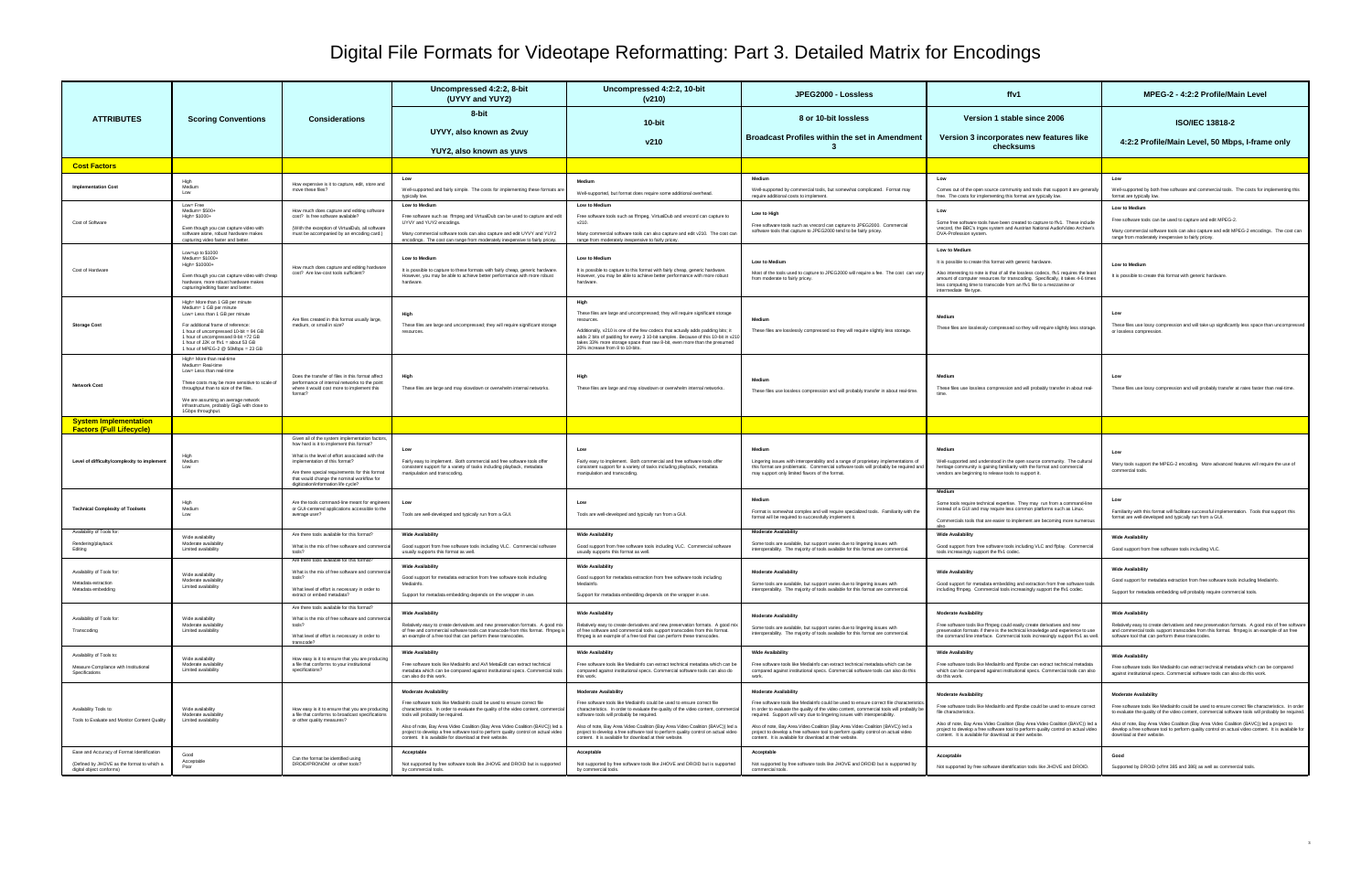# Digital File Formats for Videotape Reformatting: Part 3. Detailed Matrix for Encodings

| ATTRIBUTES | Scoring Conventions | Considerations | Uncompressed 4:2:2, 8-bit (UYVY and YUY2) | Uncompressed 4:2:2, 10-bit (v210) | JPEG2000 - Lossless | ffv1 | MPEG-2 - 4:2:2 Profile/Main Level |
|---|---|---|---|---|---|---|---|
| | | | 8-bit<br>UYVY, also known as 2vuy<br>YUY2, also known as yuvs | 10-bit<br>v210 | 8 or 10-bit lossless<br>Broadcast Profiles within the set in Amendment 3 | Version 1 stable since 2006<br>Version 3 incorporates new features like checksums | ISO/IEC 13818-2<br>4:2:2 Profile/Main Level, 50 Mbps, I-frame only |
| **Cost Factors** | | | | | | | |
| Implementation Cost | High<br>Medium<br>Low | How expensive is it to capture, edit, store and move these files? | **Low**<br>Well-supported and fairly simple. The costs for implementing these formats are typically low. | **Medium**<br>Well-supported, but format does require some additional overhead. | **Medium**<br>Well-supported by commercial tools, but somewhat complicated. Format may require additional costs to implement. | **Low**<br>Comes out of the open source community and tools that support it are generally free. The costs for implementing this format are typically low. | **Low**<br>Well-supported by both free software and commercial tools. The costs for implementing this format are typically low. |
| Cost of Software | Low= Free<br>Medium= $500+<br>High= $1000+<br>Even though you can capture video with software alone, robust hardware makes capturing video faster and better. | How much does capture and editing software cost? Is free software available?<br>(With the exception of VirtualDub, all software must be accompanied by an encoding card.) | **Low to Medium**<br>Free software such as ffmpeg and VirtualDub can be used to capture and edit UYVY and YUY2 encodings.<br>Many commercial software tools can also capture and edit UYVY and YUY2 encodings. The cost can range from moderately inexpensive to fairly pricey. | **Low to Medium**<br>Free software tools such as ffmpeg, VirtualDub and vrecord can capture to v210.<br>Many commercial software tools can also capture and edit v210. The cost can range from moderately inexpensive to fairly pricey. | **Low to High**<br>Free software tools such as vrecord can capture to JPEG2000. Commercial software tools that capture to JPEG2000 tend to be fairly pricey. | **Low**<br>Some free software tools have been created to capture to ffv1. These include vrecord, the BBC's Ingex system and Austrian National AudioVideo Archive's DVA-Profession system. | **Low to Medium**<br>Free software tools can be used to capture and edit MPEG-2.<br>Many commercial software tools can also capture and edit MPEG-2 encodings. The cost can range from moderately inexpensive to fairly pricey. |
| Cost of Hardware | Low=up to $1000<br>Medium= $1000+<br>High= $10000+<br>Even though you can capture video with cheap hardware, more robust hardware makes capturing/editing faster and better. | How much does capture and editing hardware cost? Are low-cost tools sufficient? | **Low to Medium**<br>It is possible to capture to these formats with fairly cheap, generic hardware. However, you may be able to achieve better performance with more robust hardware. | **Low to Medium**<br>It is possible to capture to this format with fairly cheap, generic hardware. However, you may be able to achieve better performance with more robust hardware. | **Low to Medium**<br>Most of the tools used to capture to JPEG2000 will require a fee. The cost can vary from moderate to fairly pricey. | **Low to Medium**<br>It is possible to create this format with generic hardware.<br>Also interesting to note is that of all the lossless codecs, ffv1 requires the least amount of computer resources for transcoding. Specifically, it takes 4-6 times less computing time to transcode from an ffv1 file to a mezzanine or intermediate file type. | **Low to Medium**<br>It is possible to create this format with generic hardware. |
| Storage Cost | High= More than 1 GB per minute<br>Medium= 1 GB per minute<br>Low= Less than 1 GB per minute<br>For additional frame of reference:<br>1 hour of uncompressed 10-bit = 94 GB<br>1 hour of uncompressed 8-bit =72 GB<br>1 hour of J2K or ffv1 = about 53 GB<br>1 hour of MPEG-2 @ 50Mbps = 23 GB | Are files created in this format usually large, medium, or small in size? | **High**<br>These files are large and uncompressed; they will require significant storage resources. | **High**<br>These files are large and uncompressed; they will require significant storage resources.<br>Additionally, v210 is one of the few codecs that actually adds padding bits: it adds 2 bits of padding for every 3 10-bit samples. Because of this 10-bit in v210 takes 33% more storage space than raw 8-bit, even more than the presumed 20% increase from 8 to 10-bits. | **Medium**<br>These files are losslessly compressed so they will require slightly less storage. | **Medium**<br>These files are losslessly compressed so they will require slightly less storage. | **Low**<br>These files use lossy compression and will take up significantly less space than uncompressed or lossless compression. |
| Network Cost | High= More than real-time<br>Medium= Real-time<br>Low= Less than real-time<br>These costs may be more sensitive to scale of throughput than to size of the files.<br>We are assuming an average network infrastructure, probably GigE with close to 1Gbps throughput. | Does the transfer of files in this format affect performance of internal networks to the point where it would cost more to implement this format? | **High**<br>These files are large and may slowdown or overwhelm internal networks. | **High**<br>These files are large and may slowdown or overwhelm internal networks. | **Medium**<br>These files use lossless compression and will probably transfer in about real-time. | **Medium**<br>These files use lossless compression and will probably transfer in about real-time. | **Low**<br>These files use lossy compression and will probably transfer at rates faster than real-time. |
| **System Implementation Factors (Full Lifecycle)** | | | | | | | |
| Level of difficulty/complexity to implement | High<br>Medium<br>Low | Given all of the system implementation factors, how hard is it to implement this format?<br>What is the level of effort associated with the implementation of this format?<br>Are there special requirements for this format that would change the nominal workflow for digitization/information life cycle? | **Low**<br>Fairly easy to implement. Both commercial and free software tools offer consistent support for a variety of tasks including playback, metadata manipulation and transcoding. | **Low**<br>Fairly easy to implement. Both commercial and free software tools offer consistent support for a variety of tasks including playback, metadata manipulation and transcoding. | **Medium**<br>Lingering issues with interoperability and a range of proprietary implementations of this format are problematic. Commercial software tools will probably be required and may support only limited flavors of the format. | **Medium**<br>Well-supported and understood in the open source community. The cultural heritage community is gaining familiarity with the format and commercial vendors are beginning to release tools to support it. | **Low**<br>Many tools support the MPEG-2 encoding. More advanced features will require the use of commercial tools. |
| Technical Complexity of Toolsets | High<br>Medium<br>Low | Are the tools command-line meant for engineers or GUI-centered applications accessible to the average user? | **Low**<br>Tools are well-developed and typically run from a GUI. | **Low**<br>Tools are well-developed and typically run from a GUI. | **Medium**<br>Format is somewhat complex and will require specialized tools. Familiarity with the format will be required to successfully implement it. | **Medium**<br>Some tools require technical expertise. They may run from a command-line instead of a GUI and may require less common platforms such as Linux.<br>Commercials tools that are easier to implement are becoming more numerous also. | **Low**<br>Familiarity with this format will facilitate successful implementation. Tools that support this format are well-developed and typically run from a GUI. |
| Availability of Tools for:<br>Rendering/playback<br>Editing | Wide availability<br>Moderate availability<br>Limited availability | Are there tools available for this format?<br>What is the mix of free software and commercial tools? | **Wide Availability**<br>Good support from free software tools including VLC. Commercial software usually supports this format as well. | **Wide Availability**<br>Good support from free software tools including VLC. Commercial software usually supports this format as well. | **Moderate Availability**<br>Some tools are available, but support varies due to lingering issues with interoperability. The majority of tools available for this format are commercial. | **Wide Availability**<br>Good support from free software tools including VLC and ffplay. Commercial tools increasingly support the ffv1 codec. | **Wide Availability**<br>Good support from free software tools including VLC. |
| Availability of Tools for:<br>Metadata extraction<br>Metadata embedding | Wide availability<br>Moderate availability<br>Limited availability | Are there tools available for this format?<br>What is the mix of free software and commercial tools?<br>What level of effort is necessary in order to extract or embed metadata? | **Wide Availability**<br>Good support for metadata extraction from free software tools including MediaInfo.<br>Support for metadata embedding depends on the wrapper in use. | **Wide Availability**<br>Good support for metadata extraction from free software tools including MediaInfo.<br>Support for metadata embedding depends on the wrapper in use. | **Moderate Availability**<br>Some tools are available, but support varies due to lingering issues with interoperability. The majority of tools available for this format are commercial. | **Wide Availability**<br>Good support for metadata embedding and extraction from free software tools including ffmpeg. Commercial tools increasingly support the ffv1 codec. | **Wide Availability**<br>Good support for metadata extraction from free software tools including MediaInfo.<br>Support for metadata embedding will probably require commercial tools. |
| Availability of Tools for:<br>Transcoding | Wide availability<br>Moderate availability<br>Limited availability | Are there tools available for this format?<br>What is the mix of free software and commercial tools?<br>What level of effort is necessary in order to transcode? | **Wide Availability**<br>Relatively easy to create derivatives and new preservation formats. A good mix of free and commercial software tools can transcode from this format. ffmpeg is an example of a free tool that can perform these transcodes. | **Wide Availability**<br>Relatively easy to create derivatives and new preservation formats. A good mix of free software and commercial tools support transcodes from this format. ffmpeg is an example of a free tool that can perform these transcodes. | **Moderate Availability**<br>Some tools are available, but support varies due to lingering issues with interoperability. The majority of tools available for this format are commercial. | **Moderate Availability**<br>Free software tools like ffmpeg could easily create derivatives and new preservation formats if there is the technical knowledge and experience to use the command line interface. Commercial tools increasingly support ffv1 as well. | **Wide Availability**<br>Relatively easy to create derivatives and new preservation formats. A good mix of free software and commercial tools support transcodes from this format. ffmpeg is an example of an free software tool that can perform these transcodes. |
| Availability of Tools to:<br>Measure Compliance with Institutional Specifications | Wide availability<br>Moderate availability<br>Limited availability | How easy is it to ensure that you are producing a file that conforms to your institutional specifications? | **Wide Availability**<br>Free software tools like MediaInfo and AVI MetaEdit can extract technical metadata which can be compared against institutional specs. Commercial tools can also do this work. | **Wide Availability**<br>Free software tools like MediaInfo can extract technical metadata which can be compared against institutional specs. Commercial software tools can also do this work. | **Wide Availability**<br>Free software tools like MediaInfo can extract technical metadata which can be compared against institutional specs. Commercial software tools can also do this work. | **Wide Availability**<br>Free software tools like MediaInfo and ffprobe can extract technical metadata which can be compared against institutional specs. Commercial tools can also do this work. | **Wide Availability**<br>Free software tools like MediaInfo can extract technical metadata which can be compared against institutional specs. Commercial software tools can also do this work. |
| Availability Tools to:<br>Tools to Evaluate and Monitor Content Quality | Wide availability<br>Moderate availability<br>Limited availability | How easy is it to ensure that you are producing a file that conforms to broadcast specifications or other quality measures? | **Moderate Availability**<br>Free software tools like MediaInfo could be used to ensure correct file characteristics. In order to evaluate the quality of the video content, commercial tools will probably be required.<br>Also of note, Bay Area Video Coalition (Bay Area Video Coalition (BAVC)) led a project to develop a free software tool to perform quality control on actual video content. It is available for download at their website. | **Moderate Availability**<br>Free software tools like MediaInfo could be used to ensure correct file characteristics. In order to evaluate the quality of the video content, commercial software tools will probably be required.<br>Also of note, Bay Area Video Coalition (Bay Area Video Coalition (BAVC)) led a project to develop a free software tool to perform quality control on actual video content. It is available for download at their website. | **Moderate Availability**<br>Free software tools like MediaInfo could be used to ensure correct file characteristics. In order to evaluate the quality of the video content, commercial tools will probably be required. Support will vary due to lingering issues with interoperability.<br>Also of note, Bay Area Video Coalition (Bay Area Video Coalition (BAVC)) led a project to develop a free software tool to perform quality control on actual video content. It is available for download at their website. | **Moderate Availability**<br>Free software tools like MediaInfo and ffprobe could be used to ensure correct file characteristics.<br>Also of note, Bay Area Video Coalition (Bay Area Video Coalition (BAVC)) led a project to develop a free software tool to perform quality control on actual video content. It is available for download at their website. | **Moderate Availability**<br>Free software tools like MediaInfo could be used to ensure correct file characteristics. In order to evaluate the quality of the video content, commercial software tools will probably be required.<br>Also of note, Bay Area Video Coalition (Bay Area Video Coalition (BAVC)) led a project to develop a free software tool to perform quality control on actual video content. It is available for download at their website. |
| Ease and Accuracy of Format Identification<br>(Defined by JHOVE as the format to which a digital object conforms) | Good<br>Acceptable<br>Poor | Can the format be identified using DROID/PRONOM or other tools? | **Acceptable**<br>Not supported by free software tools like JHOVE and DROID but is supported by commercial tools. | **Acceptable**<br>Not supported by free software tools like JHOVE and DROID but is supported by commercial tools. | **Acceptable**<br>Not supported by free software tools like JHOVE and DROID but is supported by commercial tools. | **Acceptable**<br>Not supported by free software identification tools like JHOVE and DROID. | **Good**<br>Supported by DROID (x-fmt 385 and 386) as well as commercial tools. |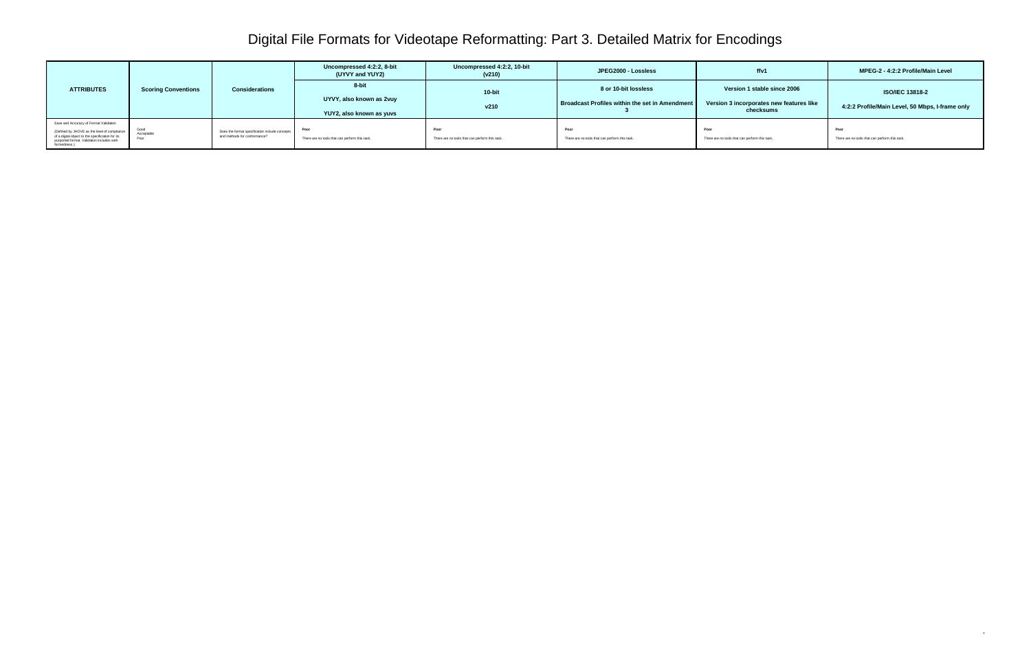# Digital File Formats for Videotape Reformatting: Part 3. Detailed Matrix for Encodings

| ATTRIBUTES | Scoring Conventions | Considerations | Uncompressed 4:2:2, 8-bit (UYVY and YUY2) | Uncompressed 4:2:2, 10-bit (v210) | JPEG2000 - Lossless | ffv1 | MPEG-2 - 4:2:2 Profile/Main Level |
|---|---|---|---|---|---|---|---|
| | | | 8-bit<br><br>UYVY, also known as 2vuy<br><br>YUY2, also known as yuvs | 10-bit<br><br>v210 | 8 or 10-bit lossless<br><br>Broadcast Profiles within the set in Amendment 3 | Version 1 stable since 2006<br><br>Version 3 incorporates new features like checksums | ISO/IEC 13818-2<br><br>4:2:2 Profile/Main Level, 50 Mbps, I-frame only |
| Ease and Accuracy of Format Validation<br><br>(Defined by JHOVE as the level of compliance of a digital object to the specification for its purported format. Validation includes well-formedness.) | Good<br>Acceptable<br>Poor | Does the format specification include concepts and methods for conformance? | **Poor**<br><br>There are no tools that can perform this task. | **Poor**<br><br>There are no tools that can perform this task. | **Poor**<br><br>There are no tools that can perform this task. | **Poor**<br><br>There are no tools that can perform this task. | **Poor**<br><br>There are no tools that can perform this task. |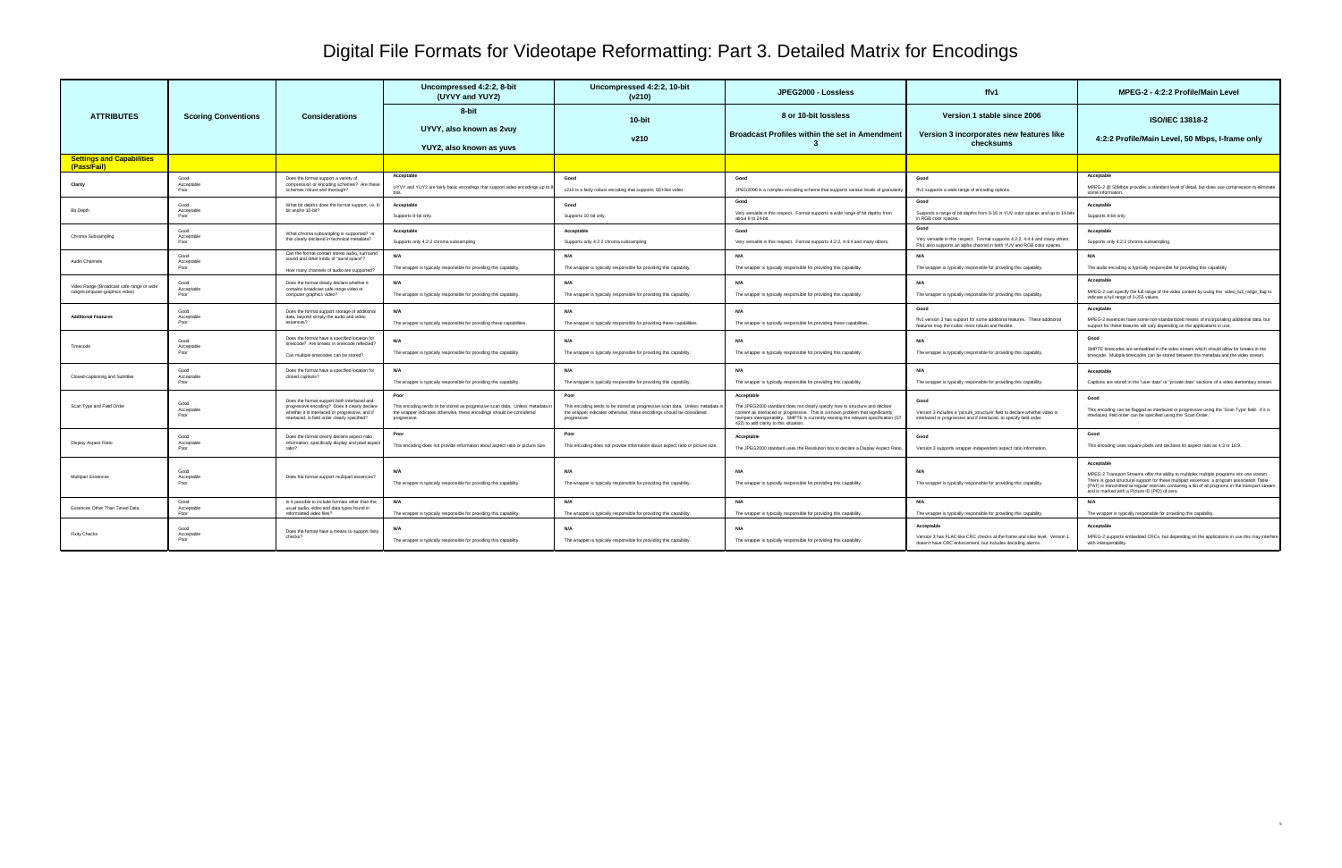# Digital File Formats for Videotape Reformatting: Part 3. Detailed Matrix for Encodings

| ATTRIBUTES | Scoring Conventions | Considerations | Uncompressed 4:2:2, 8-bit (UYVY and YUY2)<br>8-bit<br>UYVY, also known as 2vuy<br>YUY2, also known as yuvs | Uncompressed 4:2:2, 10-bit (v210)<br>10-bit<br>v210 | JPEG2000 - Lossless<br>8 or 10-bit lossless<br>Broadcast Profiles within the set in Amendment 3 | ffv1<br>Version 1 stable since 2006<br>Version 3 incorporates new features like checksums | MPEG-2 - 4:2:2 Profile/Main Level<br>ISO/IEC 13818-2<br>4:2:2 Profile/Main Level, 50 Mbps, I-frame only |
|---|---|---|---|---|---|---|---|
| **Settings and Capabilities (Pass/Fail)** | | | | | | | |
| **Clarity** | Good<br>Acceptable<br>Poor | Does the format support a variety of compression or encoding schemes? Are these schemes robust and thorough? | **Acceptable**<br>UYVY and YUY2 are fairly basic encodings that support video encodings up to 8 bits. | **Good**<br>v210 is a fairly robust encoding that supports SDI-like video. | **Good**<br>JPEG2000 is a complex encoding scheme that supports various levels of granularity. | **Good**<br>ffv1 supports a wide range of encoding options. | **Acceptable**<br>MPEG-2 @ 50Mbps provides a standard level of detail, but does use compression to eliminate some information. |
| Bit Depth | Good<br>Acceptable<br>Poor | What bit depths does the format support, i.e. 8-bit and/or 10-bit? | **Acceptable**<br>Supports 8-bit only. | **Good**<br>Supports 10-bit only. | **Good**<br>Very versatile in this respect. Format supports a wide range of bit depths from about 8 to 24-bit. | **Good**<br>Supports a range of bit depths from 8-16 in YUV color spaces and up to 14-bits in RGB color spaces. | **Acceptable**<br>Supports 8-bit only |
| Chroma Subsampling | Good<br>Acceptable<br>Poor | What chroma subsampling is supported? Is this clearly declared in technical metadata? | **Acceptable**<br>Supports only 4:2:2 chroma subsampling. | **Acceptable**<br>Supports only 4:2:2 chroma subsampling | **Good**<br>Very versatile in this respect. Format supports 4:2:2, 4:4:4 and many others. | **Good**<br>Very versatile in this respect. Format supports 4:2:2, 4:4:4 and many others. Ffv1 also supports an alpha channel in both YUV and RGB color spaces. | **Acceptable**<br>Supports only 4:2:2 chroma subsampling |
| Audio Channels | Good<br>Acceptable<br>Poor | Can the format contain stereo audio, surround sound and other kinds of "aural space"?<br>How many channels of audio are supported? | **N/A**<br>The wrapper is typically responsible for providing this capability. | **N/A**<br>The wrapper is typically responsible for providing this capability. | **N/A**<br>The wrapper is typically responsible for providing this capability. | **N/A**<br>The wrapper is typically responsible for providing this capability. | **N/A**<br>The audio encoding is typically responsible for providing this capability. |
| Video Range (Broadcast safe range or wide range/computer-graphics video) | Good<br>Acceptable<br>Poor | Does the format clearly declare whether it contains broadcast safe range video or computer graphics video? | **N/A**<br>The wrapper is typically responsible for providing this capability. | **N/A**<br>The wrapper is typically responsible for providing this capability. | **N/A**<br>The wrapper is typically responsible for providing this capability. | **N/A**<br>The wrapper is typically responsible for providing this capability. | **Acceptable**<br>MPEG-2 can specify the full range of the video content by using the video_full_range_flag to indicate a full range of 0-255 values. |
| **Additional Features** | Good<br>Acceptable<br>Poor | Does the format support storage of additional data, beyond simply the audio and video essences? | **N/A**<br>The wrapper is typically responsible for providing these capabilities. | **N/A**<br>The wrapper is typically responsible for providing these capabilities. | **N/A**<br>The wrapper is typically responsible for providing these capabilities. | **Good**<br>ffv1 version 3 has support for some additional features. These additional features may the codec more robust and flexible. | **Acceptable**<br>MPEG-2 essences have some non-standardized means of incorporating additional data, but support for these features will vary depending on the applications in use. |
| Timecode | Good<br>Acceptable<br>Poor | Does the format have a specified location for timecode? Are breaks in timecode reflected?<br>Can multiple timecodes can be stored? | **N/A**<br>The wrapper is typically responsible for providing this capability. | **N/A**<br>The wrapper is typically responsible for providing this capability. | **N/A**<br>The wrapper is typically responsible for providing this capability. | **N/A**<br>The wrapper is typically responsible for providing this capability. | **Good**<br>SMPTE timecodes are embedded in the video stream which should allow for breaks in the timecode. Multiple timecodes can be stored between the metadata and the video stream. |
| Closed-captioning and Subtitles | Good<br>Acceptable<br>Poor | Does the format have a specified location for closed captions? | **N/A**<br>The wrapper is typically responsible for providing this capability. | **N/A**<br>The wrapper is typically responsible for providing this capability. | **N/A**<br>The wrapper is typically responsible for providing this capability. | **N/A**<br>The wrapper is typically responsible for providing this capability. | **Acceptable**<br>Captions are stored in the "user data" or "private data" sections of a video elementary stream. |
| Scan Type and Field Order | Good<br>Acceptable<br>Poor | Does the format support both interlaced and progressive encoding? Does it clearly declare whether it is interlaced or progressive, and if interlaced, is field order clearly specified? | **Poor**<br>This encoding tends to be stored as progressive scan data. Unless metadata in the wrapper indicates otherwise, these encodings should be considered progressive. | **Poor**<br>This encoding tends to be stored as progressive scan data. Unless metadata in the wrapper indicates otherwise, these encodings should be considered progressive. | **Acceptable**<br>The JPEG2000 standard does not clearly specify how to structure and declare content as interlaced or progressive. This is a known problem that significantly hampers interoperability. SMPTE is currently revising the relevant specification (ST 422) to add clarity to this situation. | **Good**<br>Version 3 includes a 'picture_structure' field to declare whether video is interlaced or progressive and if interlaced, to specify field order. | **Good**<br>This encoding can be flagged as interlaced or progressive using the 'Scan Type' field. If it is interlaced, field order can be specified using the 'Scan Order.' |
| Display Aspect Ratio | Good<br>Acceptable<br>Poor | Does the format clearly declare aspect ratio information, specifically display and pixel aspect ratio? | **Poor**<br>This encoding does not provide information about aspect ratio or picture size. | **Poor**<br>This encoding does not provide information about aspect ratio or picture size. | **Acceptable**<br>The JPEG2000 standard uses the Resolution box to declare a Display Aspect Ratio. | **Good**<br>Version 3 supports wrapper-independent aspect ratio information. | **Good**<br>This encoding uses square pixels and declares its aspect ratio as 4:3 or 16:9. |
| Multipart Essences | Good<br>Acceptable<br>Poor | Does the format support multipart essences? | **N/A**<br>The wrapper is typically responsible for providing this capability. | **N/A**<br>The wrapper is typically responsible for providing this capability. | **N/A**<br>The wrapper is typically responsible for providing this capability. | **N/A**<br>The wrapper is typically responsible for providing this capability. | **Acceptable**<br>MPEG-2 Transport Streams offer the ability to multiplex multiple programs into one stream. There is good structural support for these multipart essences: a program association Table (PAT) is transmitted at regular intervals containing a list of all programs in the transport stream and is marked with a Picture ID (PID) of zero. |
| Essences Other Than Timed Data | Good<br>Acceptable<br>Poor | Is it possible to include formats other than the usual audio, video and data types found in reformatted video files? | **N/A**<br>The wrapper is typically responsible for providing this capability. | **N/A**<br>The wrapper is typically responsible for providing this capability. | **N/A**<br>The wrapper is typically responsible for providing this capability. | **N/A**<br>The wrapper is typically responsible for providing this capability. | **N/A**<br>The wrapper is typically responsible for providing this capability. |
| Fixity Checks | Good<br>Acceptable<br>Poor | Does the format have a means to support fixity checks? | **N/A**<br>The wrapper is typically responsible for providing this capability. | **N/A**<br>The wrapper is typically responsible for providing this capability. | **N/A**<br>The wrapper is typically responsible for providing this capability. | **Acceptable**<br>Version 3 has FLAC-like CRC checks at the frame and slice level. Version 1 doesn't have CRC enforcement, but includes decoding alarms. | **Acceptable**<br>MPEG-2 supports embedded CRCs, but depending on the applications in use this may interfere with interoperability. |